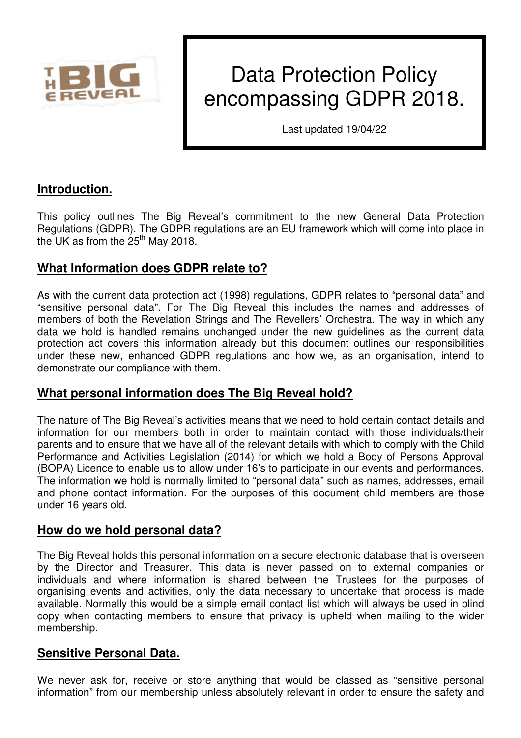# Data Protection Policy encompassing GDPR 2018.

Last updated 19/04/22

## Introduction.

This policy outlines The Big Reveal's commitment to the new General Data Protection Regulations (GDPR). The GDPR regulations are an EU framework which will come into place in the UK as from the 25th May 2018.

## What Information does GDPR relate to?

As with the current data protection act (1998) regulations, GDPR relates to "personal data" and "sensitive personal data". For The Big Reveal this includes the names and addresses of members of both the Revelation Strings and The Revellers' Orchestra. The way in which any data we hold is handled remains unchanged under the new guidelines as the current data protection act covers this information already but this document outlines our responsibilities under these new, enhanced GDPR regulations and how we, as an organisation, intend to demonstrate our compliance with them.

## What personal information does The Big Reveal hold?

The nature of The Big Reveal's activities means that we need to hold certain contact details and information for our members both in order to maintain contact with those individuals/their parents and to ensure that we have all of the relevant details with which to comply with the Child Performance and Activities Legislation (2014) for which we hold a Body of Persons Approval (BOPA) Licence to enable us to allow under 16's to participate in our events and performances. The information we hold is normally limited to "personal data" such as names, addresses, email and phone contact information. For the purposes of this document child members are those under 16 years old.

## How do we hold personal data?

The Big Reveal holds this personal information on a secure electronic database that is overseen by the Director and Treasurer. This data is never passed on to external companies or individuals and where information is shared between the Trustees for the purposes of organising events and activities, only the data necessary to undertake that process is made available. Normally this would be a simple email contact list which will always be used in blind copy when contacting members to ensure that privacy is upheld when mailing to the wider membership.

## Sensitive Personal Data.

We never ask for, receive or store anything that would be classed as "sensitive personal information" from our membership unless absolutely relevant in order to ensure the safety and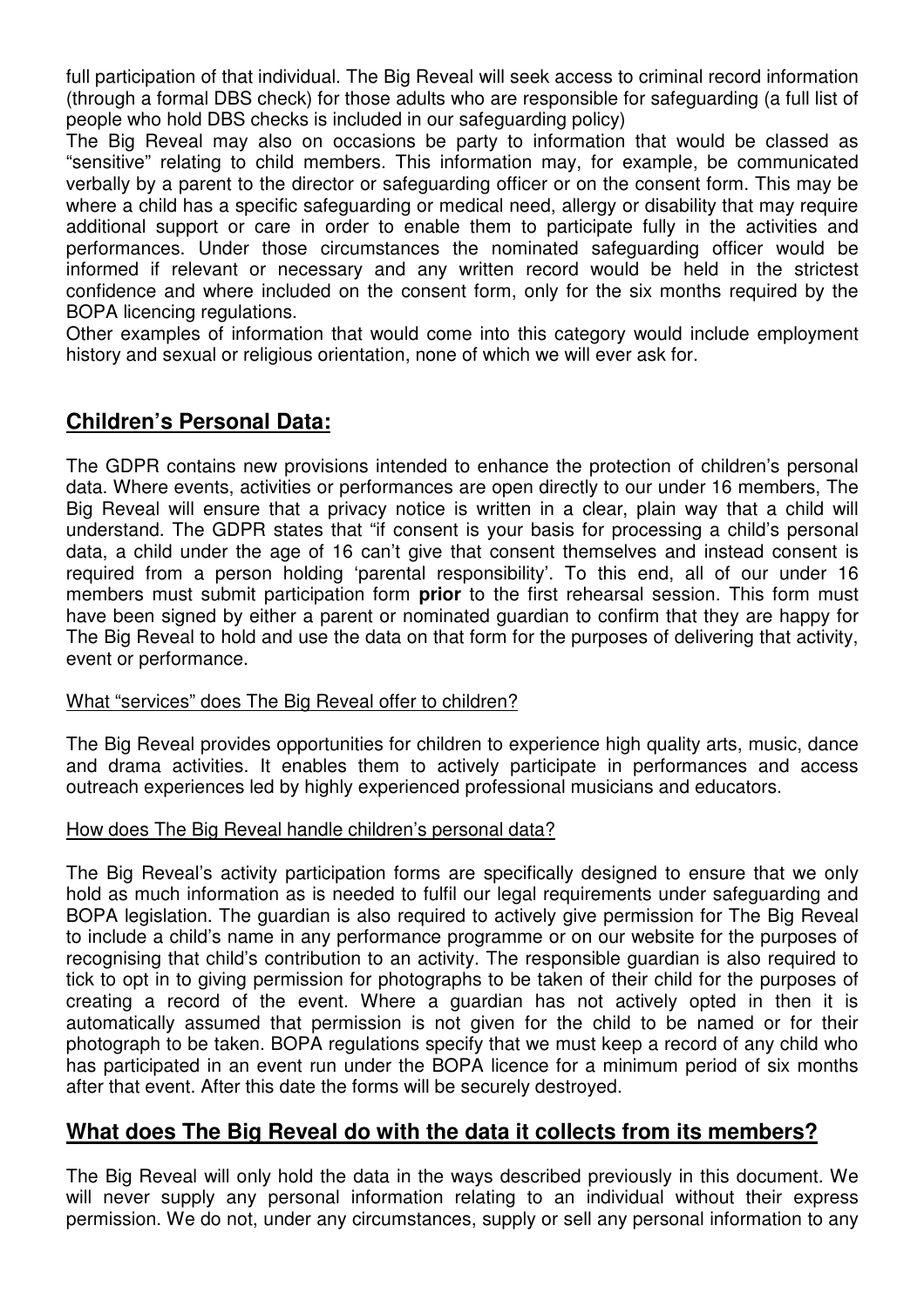full participation of that individual. The Big Reveal will seek access to criminal record information (through a formal DBS check) for those adults who are responsible for safeguarding (a full list of people who hold DBS checks is included in our safeguarding policy)

The Big Reveal may also on occasions be party to information that would be classed as "sensitive" relating to child members. This information may, for example, be communicated verbally by a parent to the director or safeguarding officer or on the consent form. This may be where a child has a specific safeguarding or medical need, allergy or disability that may require additional support or care in order to enable them to participate fully in the activities and performances. Under those circumstances the nominated safeguarding officer would be informed if relevant or necessary and any written record would be held in the strictest confidence and where included on the consent form, only for the six months required by the BOPA licencing regulations.

Other examples of information that would come into this category would include employment history and sexual or religious orientation, none of which we will ever ask for.

## Children's Personal Data:

The GDPR contains new provisions intended to enhance the protection of children's personal data. Where events, activities or performances are open directly to our under 16 members, The Big Reveal will ensure that a privacy notice is written in a clear, plain way that a child will understand. The GDPR states that "if consent is your basis for processing a child's personal data, a child under the age of 16 can't give that consent themselves and instead consent is required from a person holding 'parental responsibility'. To this end, all of our under 16 members must submit participation form **prior** to the first rehearsal session. This form must have been signed by either a parent or nominated guardian to confirm that they are happy for The Big Reveal to hold and use the data on that form for the purposes of delivering that activity, event or performance.

What "services" does The Big Reveal offer to children?

The Big Reveal provides opportunities for children to experience high quality arts, music, dance and drama activities. It enables them to actively participate in performances and access outreach experiences led by highly experienced professional musicians and educators.

How does The Big Reveal handle children's personal data?

The Big Reveal's activity participation forms are specifically designed to ensure that we only hold as much information as is needed to fulfil our legal requirements under safeguarding and BOPA legislation. The guardian is also required to actively give permission for The Big Reveal to include a child's name in any performance programme or on our website for the purposes of recognising that child's contribution to an activity. The responsible guardian is also required to tick to opt in to giving permission for photographs to be taken of their child for the purposes of creating a record of the event. Where a guardian has not actively opted in then it is automatically assumed that permission is not given for the child to be named or for their photograph to be taken. BOPA regulations specify that we must keep a record of any child who has participated in an event run under the BOPA licence for a minimum period of six months after that event. After this date the forms will be securely destroyed.

## What does The Big Reveal do with the data it collects from its members?

The Big Reveal will only hold the data in the ways described previously in this document. We will never supply any personal information relating to an individual without their express permission. We do not, under any circumstances, supply or sell any personal information to any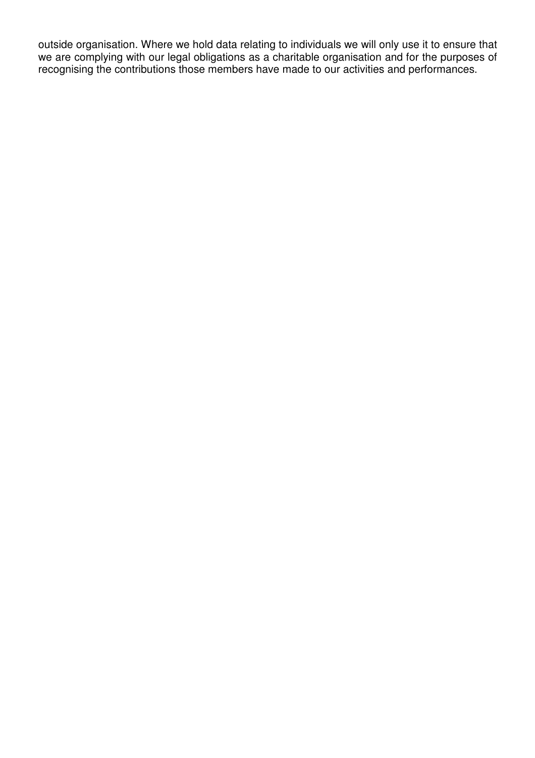outside organisation. Where we hold data relating to individuals we will only use it to ensure that we are complying with our legal obligations as a charitable organisation and for the purposes of recognising the contributions those members have made to our activities and performances.